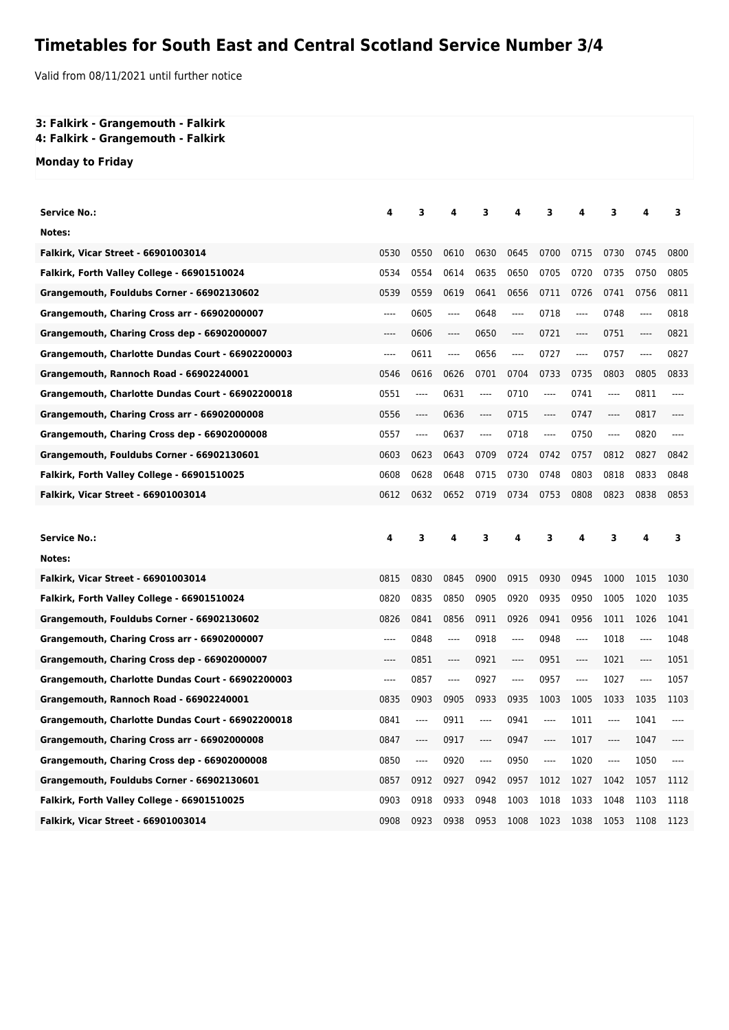# Timetables for South East and Central Scotland Service Number 3/4

Valid from 08/11/2021 until further notice

**3: Falkirk - Grangemouth - Falkirk**
**4: Falkirk - Grangemouth - Falkirk**

**Monday to Friday**

| **Service No.:** | 4 | 3 | 4 | 3 | 4 | 3 | 4 | 3 | 4 | 3 |
|---|---|---|---|---|---|---|---|---|---|---|
| **Notes:** | | | | | | | | | | |
| **Falkirk, Vicar Street - 66901003014** | 0530 | 0550 | 0610 | 0630 | 0645 | 0700 | 0715 | 0730 | 0745 | 0800 |
| **Falkirk, Forth Valley College - 66901510024** | 0534 | 0554 | 0614 | 0635 | 0650 | 0705 | 0720 | 0735 | 0750 | 0805 |
| **Grangemouth, Fouldubs Corner - 66902130602** | 0539 | 0559 | 0619 | 0641 | 0656 | 0711 | 0726 | 0741 | 0756 | 0811 |
| **Grangemouth, Charing Cross arr - 66902000007** | ---- | 0605 | ---- | 0648 | ---- | 0718 | ---- | 0748 | ---- | 0818 |
| **Grangemouth, Charing Cross dep - 66902000007** | ---- | 0606 | ---- | 0650 | ---- | 0721 | ---- | 0751 | ---- | 0821 |
| **Grangemouth, Charlotte Dundas Court - 66902200003** | ---- | 0611 | ---- | 0656 | ---- | 0727 | ---- | 0757 | ---- | 0827 |
| **Grangemouth, Rannoch Road - 66902240001** | 0546 | 0616 | 0626 | 0701 | 0704 | 0733 | 0735 | 0803 | 0805 | 0833 |
| **Grangemouth, Charlotte Dundas Court - 66902200018** | 0551 | ---- | 0631 | ---- | 0710 | ---- | 0741 | ---- | 0811 | ---- |
| **Grangemouth, Charing Cross arr - 66902000008** | 0556 | ---- | 0636 | ---- | 0715 | ---- | 0747 | ---- | 0817 | ---- |
| **Grangemouth, Charing Cross dep - 66902000008** | 0557 | ---- | 0637 | ---- | 0718 | ---- | 0750 | ---- | 0820 | ---- |
| **Grangemouth, Fouldubs Corner - 66902130601** | 0603 | 0623 | 0643 | 0709 | 0724 | 0742 | 0757 | 0812 | 0827 | 0842 |
| **Falkirk, Forth Valley College - 66901510025** | 0608 | 0628 | 0648 | 0715 | 0730 | 0748 | 0803 | 0818 | 0833 | 0848 |
| **Falkirk, Vicar Street - 66901003014** | 0612 | 0632 | 0652 | 0719 | 0734 | 0753 | 0808 | 0823 | 0838 | 0853 |

| **Service No.:** | 4 | 3 | 4 | 3 | 4 | 3 | 4 | 3 | 4 | 3 |
|---|---|---|---|---|---|---|---|---|---|---|
| **Notes:** | | | | | | | | | | |
| **Falkirk, Vicar Street - 66901003014** | 0815 | 0830 | 0845 | 0900 | 0915 | 0930 | 0945 | 1000 | 1015 | 1030 |
| **Falkirk, Forth Valley College - 66901510024** | 0820 | 0835 | 0850 | 0905 | 0920 | 0935 | 0950 | 1005 | 1020 | 1035 |
| **Grangemouth, Fouldubs Corner - 66902130602** | 0826 | 0841 | 0856 | 0911 | 0926 | 0941 | 0956 | 1011 | 1026 | 1041 |
| **Grangemouth, Charing Cross arr - 66902000007** | ---- | 0848 | ---- | 0918 | ---- | 0948 | ---- | 1018 | ---- | 1048 |
| **Grangemouth, Charing Cross dep - 66902000007** | ---- | 0851 | ---- | 0921 | ---- | 0951 | ---- | 1021 | ---- | 1051 |
| **Grangemouth, Charlotte Dundas Court - 66902200003** | ---- | 0857 | ---- | 0927 | ---- | 0957 | ---- | 1027 | ---- | 1057 |
| **Grangemouth, Rannoch Road - 66902240001** | 0835 | 0903 | 0905 | 0933 | 0935 | 1003 | 1005 | 1033 | 1035 | 1103 |
| **Grangemouth, Charlotte Dundas Court - 66902200018** | 0841 | ---- | 0911 | ---- | 0941 | ---- | 1011 | ---- | 1041 | ---- |
| **Grangemouth, Charing Cross arr - 66902000008** | 0847 | ---- | 0917 | ---- | 0947 | ---- | 1017 | ---- | 1047 | ---- |
| **Grangemouth, Charing Cross dep - 66902000008** | 0850 | ---- | 0920 | ---- | 0950 | ---- | 1020 | ---- | 1050 | ---- |
| **Grangemouth, Fouldubs Corner - 66902130601** | 0857 | 0912 | 0927 | 0942 | 0957 | 1012 | 1027 | 1042 | 1057 | 1112 |
| **Falkirk, Forth Valley College - 66901510025** | 0903 | 0918 | 0933 | 0948 | 1003 | 1018 | 1033 | 1048 | 1103 | 1118 |
| **Falkirk, Vicar Street - 66901003014** | 0908 | 0923 | 0938 | 0953 | 1008 | 1023 | 1038 | 1053 | 1108 | 1123 |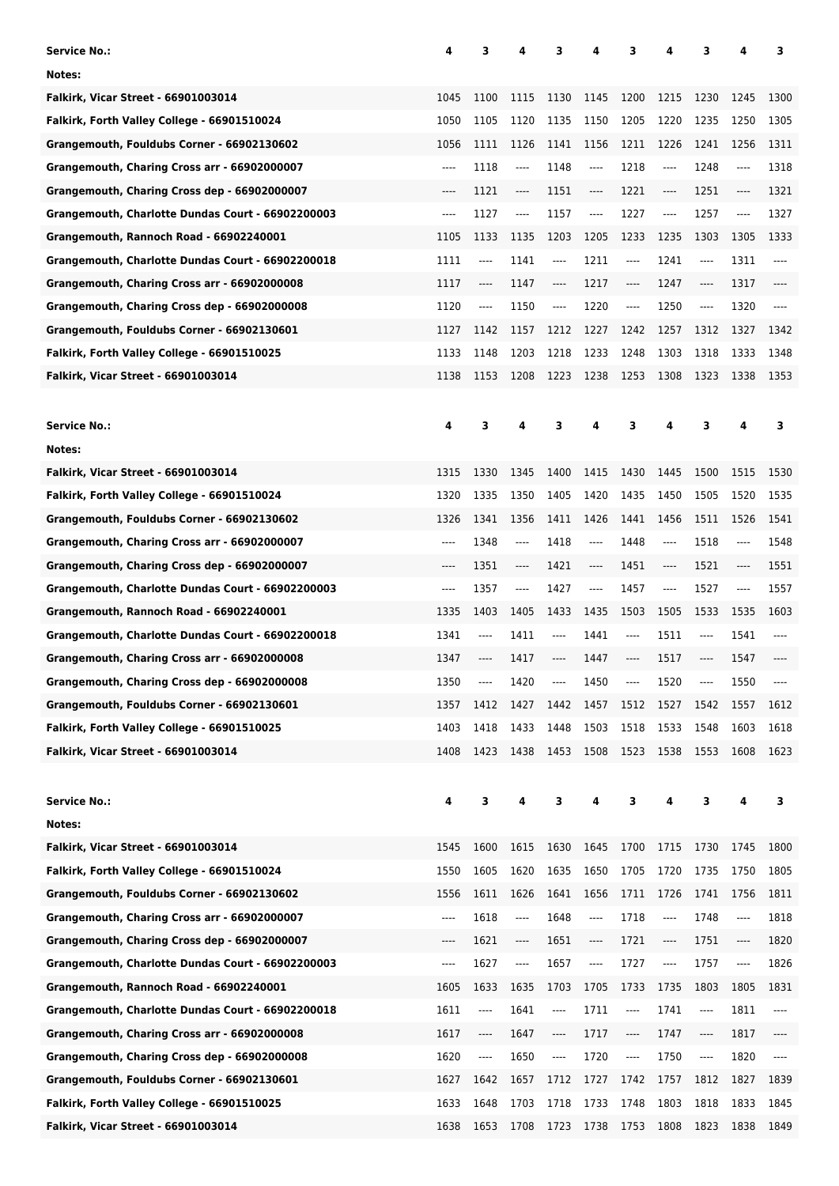| Service No.: | 4 | 3 | 4 | 3 | 4 | 3 | 4 | 3 | 4 | 3 |
|---|---|---|---|---|---|---|---|---|---|---|
| Notes: | | | | | | | | | | |
| Falkirk, Vicar Street - 66901003014 | 1045 | 1100 | 1115 | 1130 | 1145 | 1200 | 1215 | 1230 | 1245 | 1300 |
| Falkirk, Forth Valley College - 66901510024 | 1050 | 1105 | 1120 | 1135 | 1150 | 1205 | 1220 | 1235 | 1250 | 1305 |
| Grangemouth, Fouldubs Corner - 66902130602 | 1056 | 1111 | 1126 | 1141 | 1156 | 1211 | 1226 | 1241 | 1256 | 1311 |
| Grangemouth, Charing Cross arr - 66902000007 | ---- | 1118 | ---- | 1148 | ---- | 1218 | ---- | 1248 | ---- | 1318 |
| Grangemouth, Charing Cross dep - 66902000007 | ---- | 1121 | ---- | 1151 | ---- | 1221 | ---- | 1251 | ---- | 1321 |
| Grangemouth, Charlotte Dundas Court - 66902200003 | ---- | 1127 | ---- | 1157 | ---- | 1227 | ---- | 1257 | ---- | 1327 |
| Grangemouth, Rannoch Road - 66902240001 | 1105 | 1133 | 1135 | 1203 | 1205 | 1233 | 1235 | 1303 | 1305 | 1333 |
| Grangemouth, Charlotte Dundas Court - 66902200018 | 1111 | ---- | 1141 | ---- | 1211 | ---- | 1241 | ---- | 1311 | ---- |
| Grangemouth, Charing Cross arr - 66902000008 | 1117 | ---- | 1147 | ---- | 1217 | ---- | 1247 | ---- | 1317 | ---- |
| Grangemouth, Charing Cross dep - 66902000008 | 1120 | ---- | 1150 | ---- | 1220 | ---- | 1250 | ---- | 1320 | ---- |
| Grangemouth, Fouldubs Corner - 66902130601 | 1127 | 1142 | 1157 | 1212 | 1227 | 1242 | 1257 | 1312 | 1327 | 1342 |
| Falkirk, Forth Valley College - 66901510025 | 1133 | 1148 | 1203 | 1218 | 1233 | 1248 | 1303 | 1318 | 1333 | 1348 |
| Falkirk, Vicar Street - 66901003014 | 1138 | 1153 | 1208 | 1223 | 1238 | 1253 | 1308 | 1323 | 1338 | 1353 |

| Service No.: | 4 | 3 | 4 | 3 | 4 | 3 | 4 | 3 | 4 | 3 |
|---|---|---|---|---|---|---|---|---|---|---|
| Notes: | | | | | | | | | | |
| Falkirk, Vicar Street - 66901003014 | 1315 | 1330 | 1345 | 1400 | 1415 | 1430 | 1445 | 1500 | 1515 | 1530 |
| Falkirk, Forth Valley College - 66901510024 | 1320 | 1335 | 1350 | 1405 | 1420 | 1435 | 1450 | 1505 | 1520 | 1535 |
| Grangemouth, Fouldubs Corner - 66902130602 | 1326 | 1341 | 1356 | 1411 | 1426 | 1441 | 1456 | 1511 | 1526 | 1541 |
| Grangemouth, Charing Cross arr - 66902000007 | ---- | 1348 | ---- | 1418 | ---- | 1448 | ---- | 1518 | ---- | 1548 |
| Grangemouth, Charing Cross dep - 66902000007 | ---- | 1351 | ---- | 1421 | ---- | 1451 | ---- | 1521 | ---- | 1551 |
| Grangemouth, Charlotte Dundas Court - 66902200003 | ---- | 1357 | ---- | 1427 | ---- | 1457 | ---- | 1527 | ---- | 1557 |
| Grangemouth, Rannoch Road - 66902240001 | 1335 | 1403 | 1405 | 1433 | 1435 | 1503 | 1505 | 1533 | 1535 | 1603 |
| Grangemouth, Charlotte Dundas Court - 66902200018 | 1341 | ---- | 1411 | ---- | 1441 | ---- | 1511 | ---- | 1541 | ---- |
| Grangemouth, Charing Cross arr - 66902000008 | 1347 | ---- | 1417 | ---- | 1447 | ---- | 1517 | ---- | 1547 | ---- |
| Grangemouth, Charing Cross dep - 66902000008 | 1350 | ---- | 1420 | ---- | 1450 | ---- | 1520 | ---- | 1550 | ---- |
| Grangemouth, Fouldubs Corner - 66902130601 | 1357 | 1412 | 1427 | 1442 | 1457 | 1512 | 1527 | 1542 | 1557 | 1612 |
| Falkirk, Forth Valley College - 66901510025 | 1403 | 1418 | 1433 | 1448 | 1503 | 1518 | 1533 | 1548 | 1603 | 1618 |
| Falkirk, Vicar Street - 66901003014 | 1408 | 1423 | 1438 | 1453 | 1508 | 1523 | 1538 | 1553 | 1608 | 1623 |

| Service No.: | 4 | 3 | 4 | 3 | 4 | 3 | 4 | 3 | 4 | 3 |
|---|---|---|---|---|---|---|---|---|---|---|
| Notes: | | | | | | | | | | |
| Falkirk, Vicar Street - 66901003014 | 1545 | 1600 | 1615 | 1630 | 1645 | 1700 | 1715 | 1730 | 1745 | 1800 |
| Falkirk, Forth Valley College - 66901510024 | 1550 | 1605 | 1620 | 1635 | 1650 | 1705 | 1720 | 1735 | 1750 | 1805 |
| Grangemouth, Fouldubs Corner - 66902130602 | 1556 | 1611 | 1626 | 1641 | 1656 | 1711 | 1726 | 1741 | 1756 | 1811 |
| Grangemouth, Charing Cross arr - 66902000007 | ---- | 1618 | ---- | 1648 | ---- | 1718 | ---- | 1748 | ---- | 1818 |
| Grangemouth, Charing Cross dep - 66902000007 | ---- | 1621 | ---- | 1651 | ---- | 1721 | ---- | 1751 | ---- | 1820 |
| Grangemouth, Charlotte Dundas Court - 66902200003 | ---- | 1627 | ---- | 1657 | ---- | 1727 | ---- | 1757 | ---- | 1826 |
| Grangemouth, Rannoch Road - 66902240001 | 1605 | 1633 | 1635 | 1703 | 1705 | 1733 | 1735 | 1803 | 1805 | 1831 |
| Grangemouth, Charlotte Dundas Court - 66902200018 | 1611 | ---- | 1641 | ---- | 1711 | ---- | 1741 | ---- | 1811 | ---- |
| Grangemouth, Charing Cross arr - 66902000008 | 1617 | ---- | 1647 | ---- | 1717 | ---- | 1747 | ---- | 1817 | ---- |
| Grangemouth, Charing Cross dep - 66902000008 | 1620 | ---- | 1650 | ---- | 1720 | ---- | 1750 | ---- | 1820 | ---- |
| Grangemouth, Fouldubs Corner - 66902130601 | 1627 | 1642 | 1657 | 1712 | 1727 | 1742 | 1757 | 1812 | 1827 | 1839 |
| Falkirk, Forth Valley College - 66901510025 | 1633 | 1648 | 1703 | 1718 | 1733 | 1748 | 1803 | 1818 | 1833 | 1845 |
| Falkirk, Vicar Street - 66901003014 | 1638 | 1653 | 1708 | 1723 | 1738 | 1753 | 1808 | 1823 | 1838 | 1849 |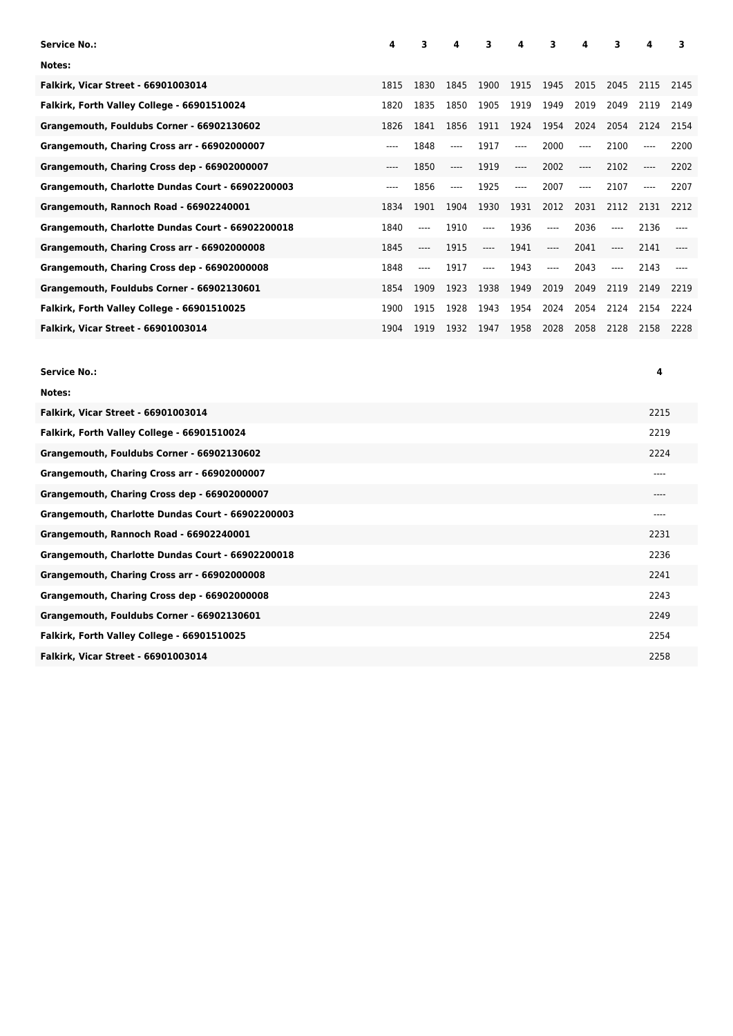| Service No.: | 4 | 3 | 4 | 3 | 4 | 3 | 4 | 3 | 4 | 3 |
|---|---|---|---|---|---|---|---|---|---|---|
| Notes: | | | | | | | | | | |
| Falkirk, Vicar Street - 66901003014 | 1815 | 1830 | 1845 | 1900 | 1915 | 1945 | 2015 | 2045 | 2115 | 2145 |
| Falkirk, Forth Valley College - 66901510024 | 1820 | 1835 | 1850 | 1905 | 1919 | 1949 | 2019 | 2049 | 2119 | 2149 |
| Grangemouth, Fouldubs Corner - 66902130602 | 1826 | 1841 | 1856 | 1911 | 1924 | 1954 | 2024 | 2054 | 2124 | 2154 |
| Grangemouth, Charing Cross arr - 66902000007 | ---- | 1848 | ---- | 1917 | ---- | 2000 | ---- | 2100 | ---- | 2200 |
| Grangemouth, Charing Cross dep - 66902000007 | ---- | 1850 | ---- | 1919 | ---- | 2002 | ---- | 2102 | ---- | 2202 |
| Grangemouth, Charlotte Dundas Court - 66902200003 | ---- | 1856 | ---- | 1925 | ---- | 2007 | ---- | 2107 | ---- | 2207 |
| Grangemouth, Rannoch Road - 66902240001 | 1834 | 1901 | 1904 | 1930 | 1931 | 2012 | 2031 | 2112 | 2131 | 2212 |
| Grangemouth, Charlotte Dundas Court - 66902200018 | 1840 | ---- | 1910 | ---- | 1936 | ---- | 2036 | ---- | 2136 | ---- |
| Grangemouth, Charing Cross arr - 66902000008 | 1845 | ---- | 1915 | ---- | 1941 | ---- | 2041 | ---- | 2141 | ---- |
| Grangemouth, Charing Cross dep - 66902000008 | 1848 | ---- | 1917 | ---- | 1943 | ---- | 2043 | ---- | 2143 | ---- |
| Grangemouth, Fouldubs Corner - 66902130601 | 1854 | 1909 | 1923 | 1938 | 1949 | 2019 | 2049 | 2119 | 2149 | 2219 |
| Falkirk, Forth Valley College - 66901510025 | 1900 | 1915 | 1928 | 1943 | 1954 | 2024 | 2054 | 2124 | 2154 | 2224 |
| Falkirk, Vicar Street - 66901003014 | 1904 | 1919 | 1932 | 1947 | 1958 | 2028 | 2058 | 2128 | 2158 | 2228 |

| Service No.: | 4 |
|---|---|
| Notes: | |
| Falkirk, Vicar Street - 66901003014 | 2215 |
| Falkirk, Forth Valley College - 66901510024 | 2219 |
| Grangemouth, Fouldubs Corner - 66902130602 | 2224 |
| Grangemouth, Charing Cross arr - 66902000007 | ---- |
| Grangemouth, Charing Cross dep - 66902000007 | ---- |
| Grangemouth, Charlotte Dundas Court - 66902200003 | ---- |
| Grangemouth, Rannoch Road - 66902240001 | 2231 |
| Grangemouth, Charlotte Dundas Court - 66902200018 | 2236 |
| Grangemouth, Charing Cross arr - 66902000008 | 2241 |
| Grangemouth, Charing Cross dep - 66902000008 | 2243 |
| Grangemouth, Fouldubs Corner - 66902130601 | 2249 |
| Falkirk, Forth Valley College - 66901510025 | 2254 |
| Falkirk, Vicar Street - 66901003014 | 2258 |